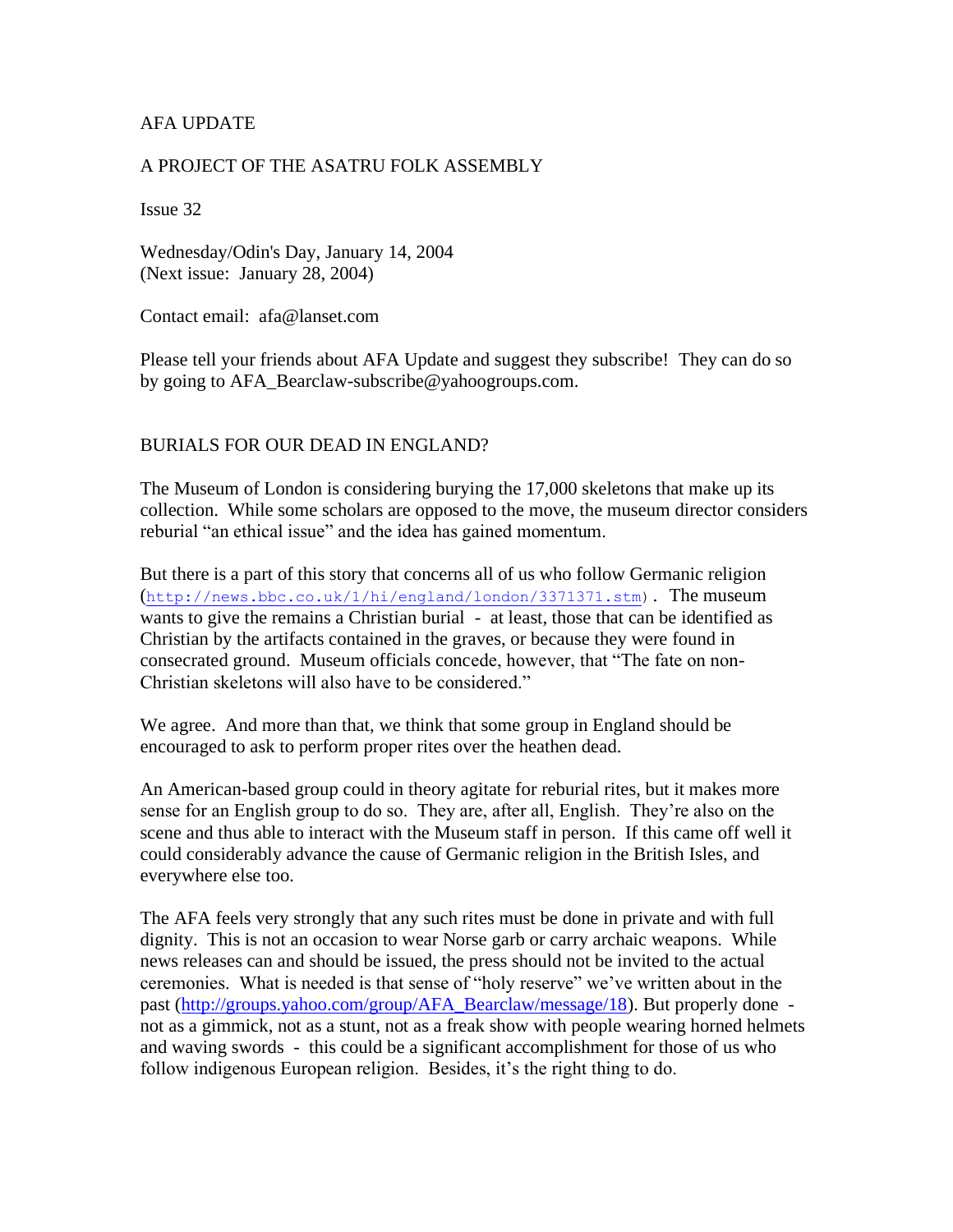AFA UPDATE

A PROJECT OF THE ASATRU FOLK ASSEMBLY

Issue 32

Wednesday/Odin's Day, January 14, 2004
(Next issue: January 28, 2004)

Contact email: afa@lanset.com

Please tell your friends about AFA Update and suggest they subscribe! They can do so by going to AFA_Bearclaw-subscribe@yahoogroups.com.

## BURIALS FOR OUR DEAD IN ENGLAND?

The Museum of London is considering burying the 17,000 skeletons that make up its collection. While some scholars are opposed to the move, the museum director considers reburial "an ethical issue" and the idea has gained momentum.

But there is a part of this story that concerns all of us who follow Germanic religion (http://news.bbc.co.uk/1/hi/england/london/3371371.stm). The museum wants to give the remains a Christian burial - at least, those that can be identified as Christian by the artifacts contained in the graves, or because they were found in consecrated ground. Museum officials concede, however, that "The fate on non-Christian skeletons will also have to be considered."

We agree. And more than that, we think that some group in England should be encouraged to ask to perform proper rites over the heathen dead.

An American-based group could in theory agitate for reburial rites, but it makes more sense for an English group to do so. They are, after all, English. They're also on the scene and thus able to interact with the Museum staff in person. If this came off well it could considerably advance the cause of Germanic religion in the British Isles, and everywhere else too.

The AFA feels very strongly that any such rites must be done in private and with full dignity. This is not an occasion to wear Norse garb or carry archaic weapons. While news releases can and should be issued, the press should not be invited to the actual ceremonies. What is needed is that sense of "holy reserve" we've written about in the past (http://groups.yahoo.com/group/AFA_Bearclaw/message/18). But properly done - not as a gimmick, not as a stunt, not as a freak show with people wearing horned helmets and waving swords - this could be a significant accomplishment for those of us who follow indigenous European religion. Besides, it's the right thing to do.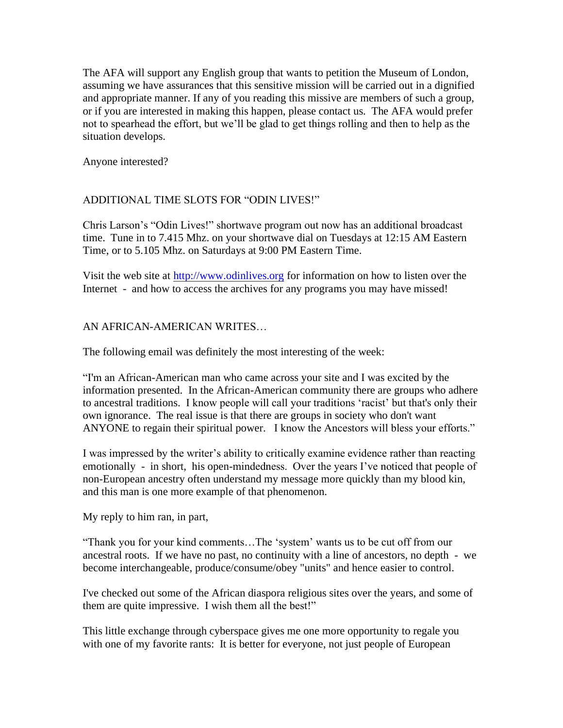The AFA will support any English group that wants to petition the Museum of London, assuming we have assurances that this sensitive mission will be carried out in a dignified and appropriate manner. If any of you reading this missive are members of such a group, or if you are interested in making this happen, please contact us. The AFA would prefer not to spearhead the effort, but we'll be glad to get things rolling and then to help as the situation develops.

Anyone interested?

## ADDITIONAL TIME SLOTS FOR "ODIN LIVES!"

Chris Larson's "Odin Lives!" shortwave program out now has an additional broadcast time. Tune in to 7.415 Mhz. on your shortwave dial on Tuesdays at 12:15 AM Eastern Time, or to 5.105 Mhz. on Saturdays at 9:00 PM Eastern Time.

Visit the web site at [http://www.odinlives.org](http://www.odinlives.org) for information on how to listen over the Internet - and how to access the archives for any programs you may have missed!

## AN AFRICAN-AMERICAN WRITES…

The following email was definitely the most interesting of the week:

"I'm an African-American man who came across your site and I was excited by the information presented. In the African-American community there are groups who adhere to ancestral traditions. I know people will call your traditions 'racist' but that's only their own ignorance. The real issue is that there are groups in society who don't want ANYONE to regain their spiritual power. I know the Ancestors will bless your efforts."

I was impressed by the writer's ability to critically examine evidence rather than reacting emotionally - in short, his open-mindedness. Over the years I've noticed that people of non-European ancestry often understand my message more quickly than my blood kin, and this man is one more example of that phenomenon.

My reply to him ran, in part,

"Thank you for your kind comments…The 'system' wants us to be cut off from our ancestral roots. If we have no past, no continuity with a line of ancestors, no depth - we become interchangeable, produce/consume/obey "units" and hence easier to control.

I've checked out some of the African diaspora religious sites over the years, and some of them are quite impressive. I wish them all the best!"

This little exchange through cyberspace gives me one more opportunity to regale you with one of my favorite rants: It is better for everyone, not just people of European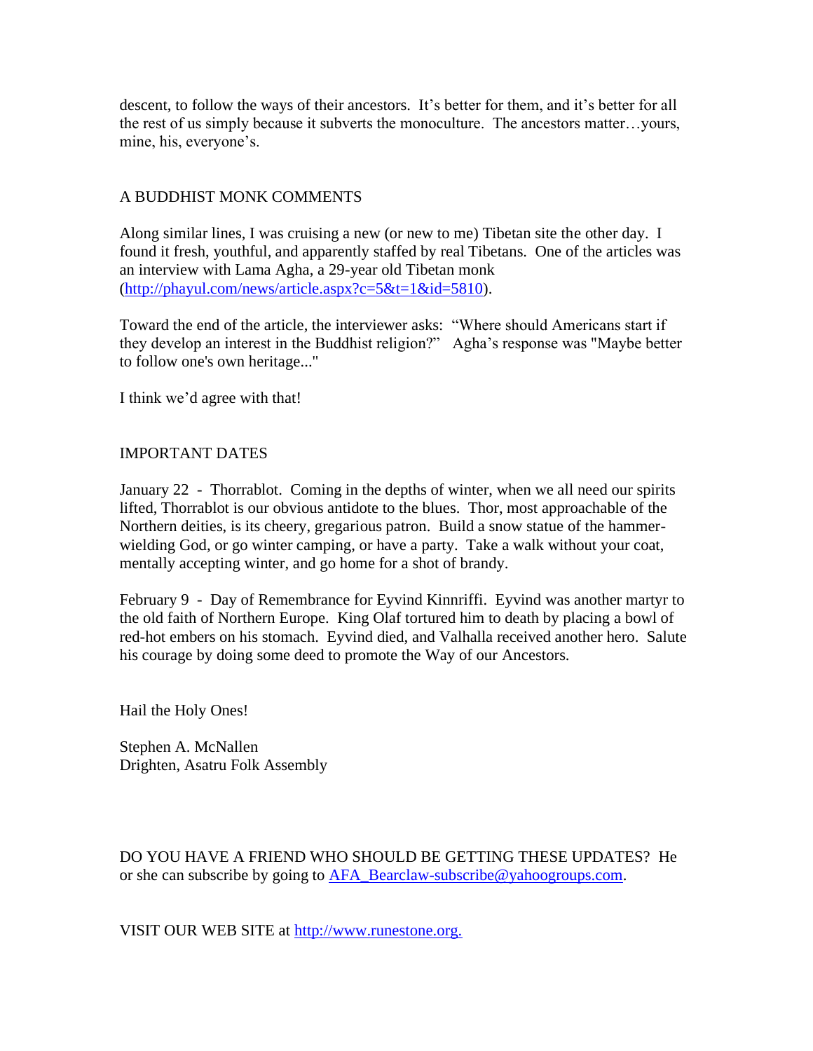descent, to follow the ways of their ancestors. It's better for them, and it's better for all the rest of us simply because it subverts the monoculture. The ancestors matter…yours, mine, his, everyone's.

## A BUDDHIST MONK COMMENTS

Along similar lines, I was cruising a new (or new to me) Tibetan site the other day. I found it fresh, youthful, and apparently staffed by real Tibetans. One of the articles was an interview with Lama Agha, a 29-year old Tibetan monk (http://phayul.com/news/article.aspx?c=5&t=1&id=5810).

Toward the end of the article, the interviewer asks: "Where should Americans start if they develop an interest in the Buddhist religion?" Agha's response was "Maybe better to follow one's own heritage..."

I think we'd agree with that!

## IMPORTANT DATES

January 22 - Thorrablot. Coming in the depths of winter, when we all need our spirits lifted, Thorrablot is our obvious antidote to the blues. Thor, most approachable of the Northern deities, is its cheery, gregarious patron. Build a snow statue of the hammer-wielding God, or go winter camping, or have a party. Take a walk without your coat, mentally accepting winter, and go home for a shot of brandy.

February 9 - Day of Remembrance for Eyvind Kinnriffi. Eyvind was another martyr to the old faith of Northern Europe. King Olaf tortured him to death by placing a bowl of red-hot embers on his stomach. Eyvind died, and Valhalla received another hero. Salute his courage by doing some deed to promote the Way of our Ancestors.

Hail the Holy Ones!

Stephen A. McNallen
Drighten, Asatru Folk Assembly

DO YOU HAVE A FRIEND WHO SHOULD BE GETTING THESE UPDATES? He or she can subscribe by going to AFA_Bearclaw-subscribe@yahoogroups.com.

VISIT OUR WEB SITE at http://www.runestone.org.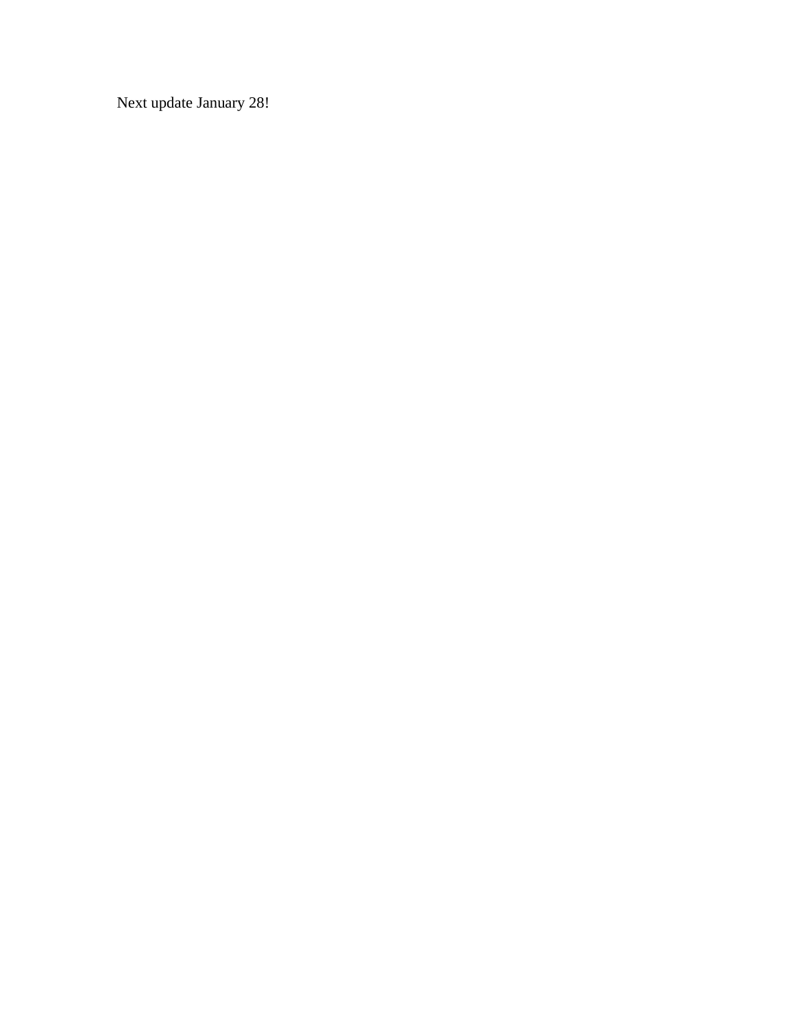Next update January 28!